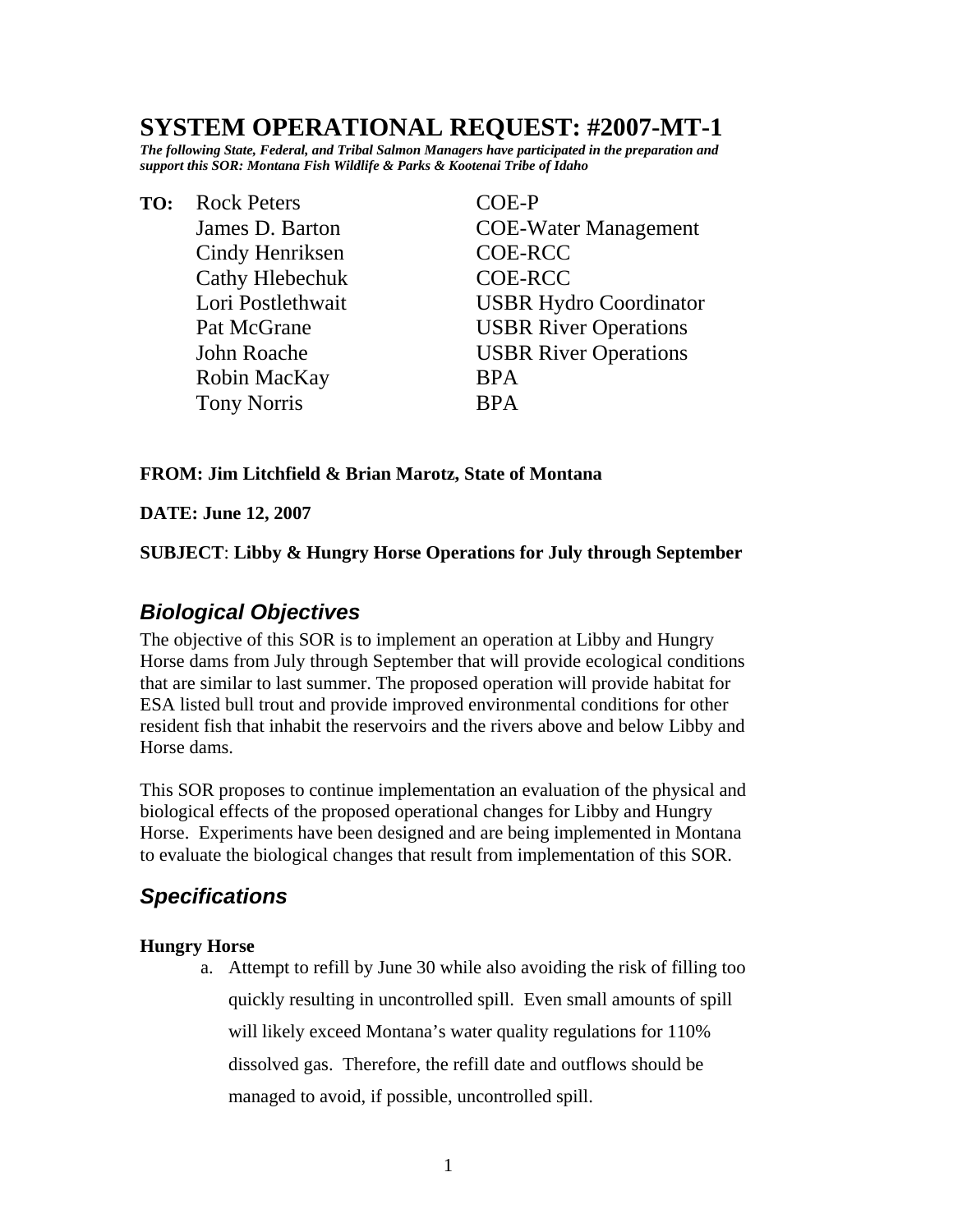# SYSTEM OPERATIONAL REQUEST: #2007-MT-1

***The following State, Federal, and Tribal Salmon Managers have participated in the preparation and support this SOR: Montana Fish Wildlife & Parks & Kootenai Tribe of Idaho***

**TO:**

| | |
|---|---|
| Rock Peters | COE-P |
| James D. Barton | COE-Water Management |
| Cindy Henriksen | COE-RCC |
| Cathy Hlebechuk | COE-RCC |
| Lori Postlethwait | USBR Hydro Coordinator |
| Pat McGrane | USBR River Operations |
| John Roache | USBR River Operations |
| Robin MacKay | BPA |
| Tony Norris | BPA |

**FROM: Jim Litchfield & Brian Marotz, State of Montana**

**DATE: June 12, 2007**

**SUBJECT**: **Libby & Hungry Horse Operations for July through September**

## *Biological Objectives*

The objective of this SOR is to implement an operation at Libby and Hungry Horse dams from July through September that will provide ecological conditions that are similar to last summer. The proposed operation will provide habitat for ESA listed bull trout and provide improved environmental conditions for other resident fish that inhabit the reservoirs and the rivers above and below Libby and Horse dams.

This SOR proposes to continue implementation an evaluation of the physical and biological effects of the proposed operational changes for Libby and Hungry Horse. Experiments have been designed and are being implemented in Montana to evaluate the biological changes that result from implementation of this SOR.

## *Specifications*

**Hungry Horse**

a. Attempt to refill by June 30 while also avoiding the risk of filling too quickly resulting in uncontrolled spill. Even small amounts of spill will likely exceed Montana's water quality regulations for 110% dissolved gas. Therefore, the refill date and outflows should be managed to avoid, if possible, uncontrolled spill.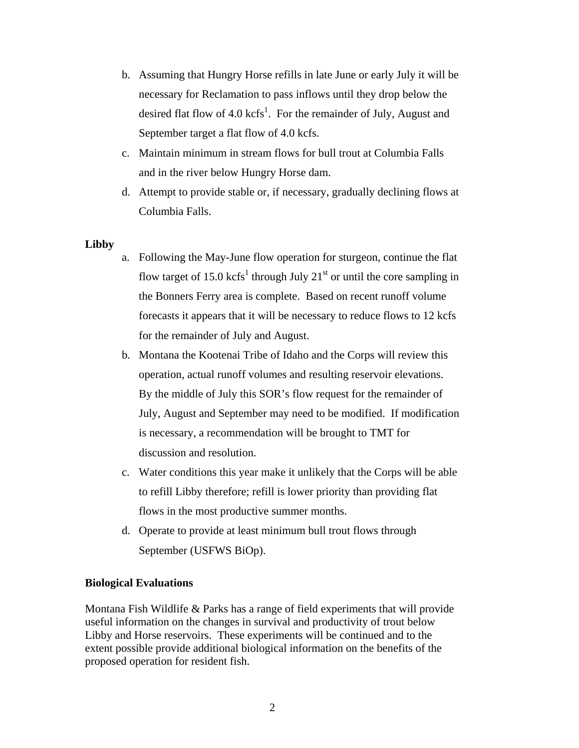b. Assuming that Hungry Horse refills in late June or early July it will be necessary for Reclamation to pass inflows until they drop below the desired flat flow of 4.0 kcfs[1]. For the remainder of July, August and September target a flat flow of 4.0 kcfs.
c. Maintain minimum in stream flows for bull trout at Columbia Falls and in the river below Hungry Horse dam.
d. Attempt to provide stable or, if necessary, gradually declining flows at Columbia Falls.

**Libby**

a. Following the May-June flow operation for sturgeon, continue the flat flow target of 15.0 kcfs[1] through July 21st or until the core sampling in the Bonners Ferry area is complete. Based on recent runoff volume forecasts it appears that it will be necessary to reduce flows to 12 kcfs for the remainder of July and August.
b. Montana the Kootenai Tribe of Idaho and the Corps will review this operation, actual runoff volumes and resulting reservoir elevations. By the middle of July this SOR's flow request for the remainder of July, August and September may need to be modified. If modification is necessary, a recommendation will be brought to TMT for discussion and resolution.
c. Water conditions this year make it unlikely that the Corps will be able to refill Libby therefore; refill is lower priority than providing flat flows in the most productive summer months.
d. Operate to provide at least minimum bull trout flows through September (USFWS BiOp).

**Biological Evaluations**

Montana Fish Wildlife & Parks has a range of field experiments that will provide useful information on the changes in survival and productivity of trout below Libby and Horse reservoirs. These experiments will be continued and to the extent possible provide additional biological information on the benefits of the proposed operation for resident fish.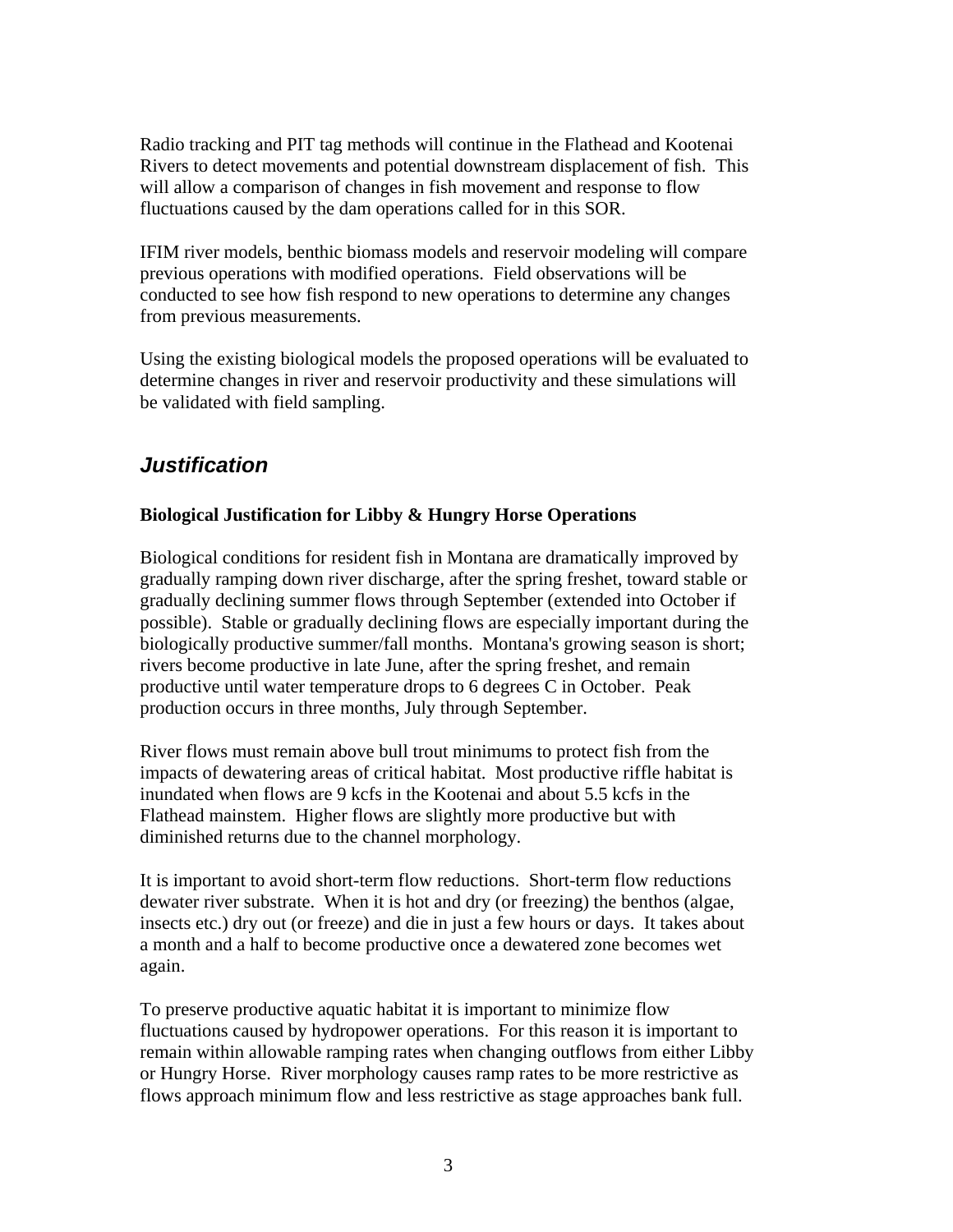Radio tracking and PIT tag methods will continue in the Flathead and Kootenai Rivers to detect movements and potential downstream displacement of fish. This will allow a comparison of changes in fish movement and response to flow fluctuations caused by the dam operations called for in this SOR.

IFIM river models, benthic biomass models and reservoir modeling will compare previous operations with modified operations. Field observations will be conducted to see how fish respond to new operations to determine any changes from previous measurements.

Using the existing biological models the proposed operations will be evaluated to determine changes in river and reservoir productivity and these simulations will be validated with field sampling.

## ***Justification***

**Biological Justification for Libby & Hungry Horse Operations**

Biological conditions for resident fish in Montana are dramatically improved by gradually ramping down river discharge, after the spring freshet, toward stable or gradually declining summer flows through September (extended into October if possible). Stable or gradually declining flows are especially important during the biologically productive summer/fall months. Montana's growing season is short; rivers become productive in late June, after the spring freshet, and remain productive until water temperature drops to 6 degrees C in October. Peak production occurs in three months, July through September.

River flows must remain above bull trout minimums to protect fish from the impacts of dewatering areas of critical habitat. Most productive riffle habitat is inundated when flows are 9 kcfs in the Kootenai and about 5.5 kcfs in the Flathead mainstem. Higher flows are slightly more productive but with diminished returns due to the channel morphology.

It is important to avoid short-term flow reductions. Short-term flow reductions dewater river substrate. When it is hot and dry (or freezing) the benthos (algae, insects etc.) dry out (or freeze) and die in just a few hours or days. It takes about a month and a half to become productive once a dewatered zone becomes wet again.

To preserve productive aquatic habitat it is important to minimize flow fluctuations caused by hydropower operations. For this reason it is important to remain within allowable ramping rates when changing outflows from either Libby or Hungry Horse. River morphology causes ramp rates to be more restrictive as flows approach minimum flow and less restrictive as stage approaches bank full.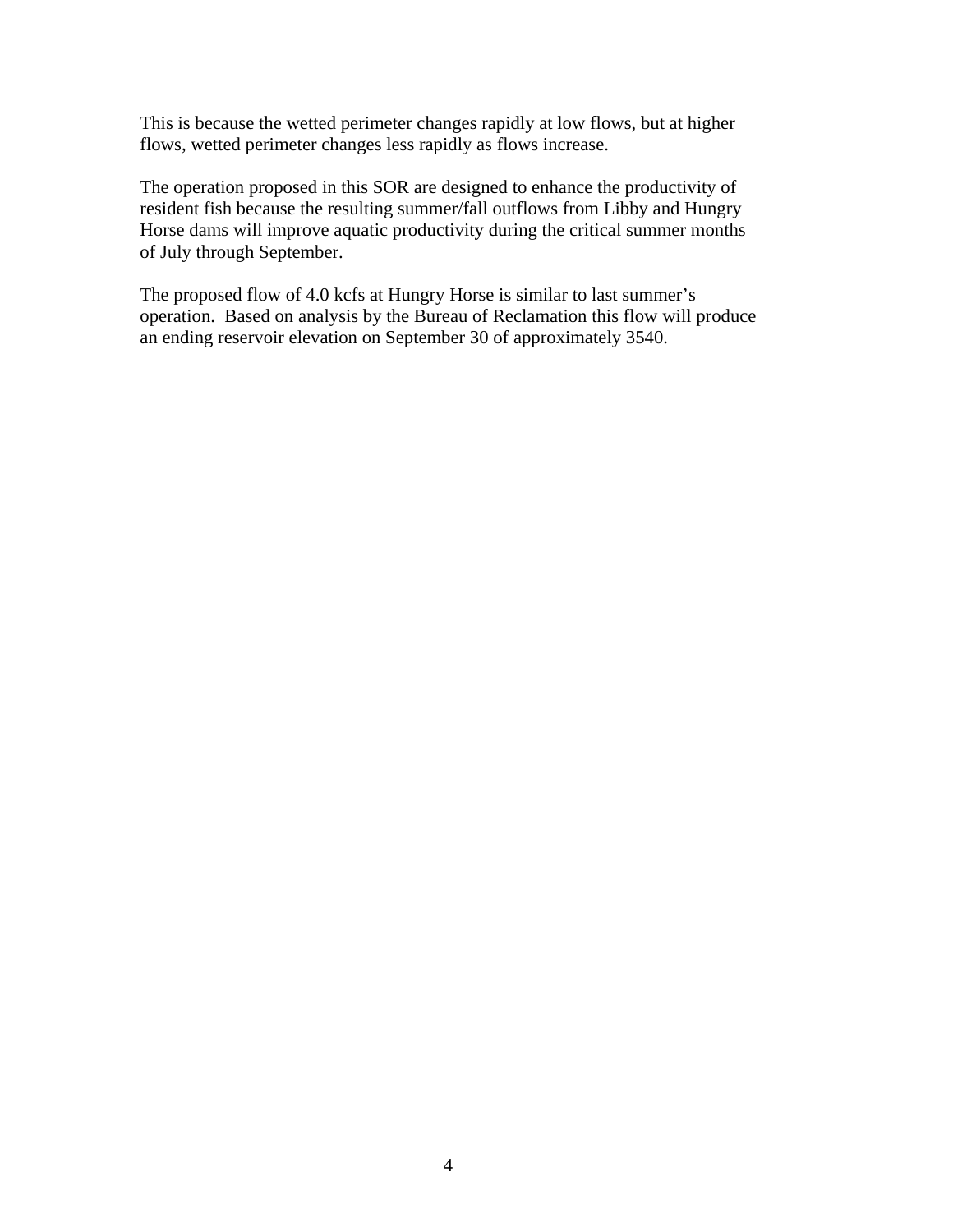This is because the wetted perimeter changes rapidly at low flows, but at higher flows, wetted perimeter changes less rapidly as flows increase.

The operation proposed in this SOR are designed to enhance the productivity of resident fish because the resulting summer/fall outflows from Libby and Hungry Horse dams will improve aquatic productivity during the critical summer months of July through September.

The proposed flow of 4.0 kcfs at Hungry Horse is similar to last summer's operation. Based on analysis by the Bureau of Reclamation this flow will produce an ending reservoir elevation on September 30 of approximately 3540.